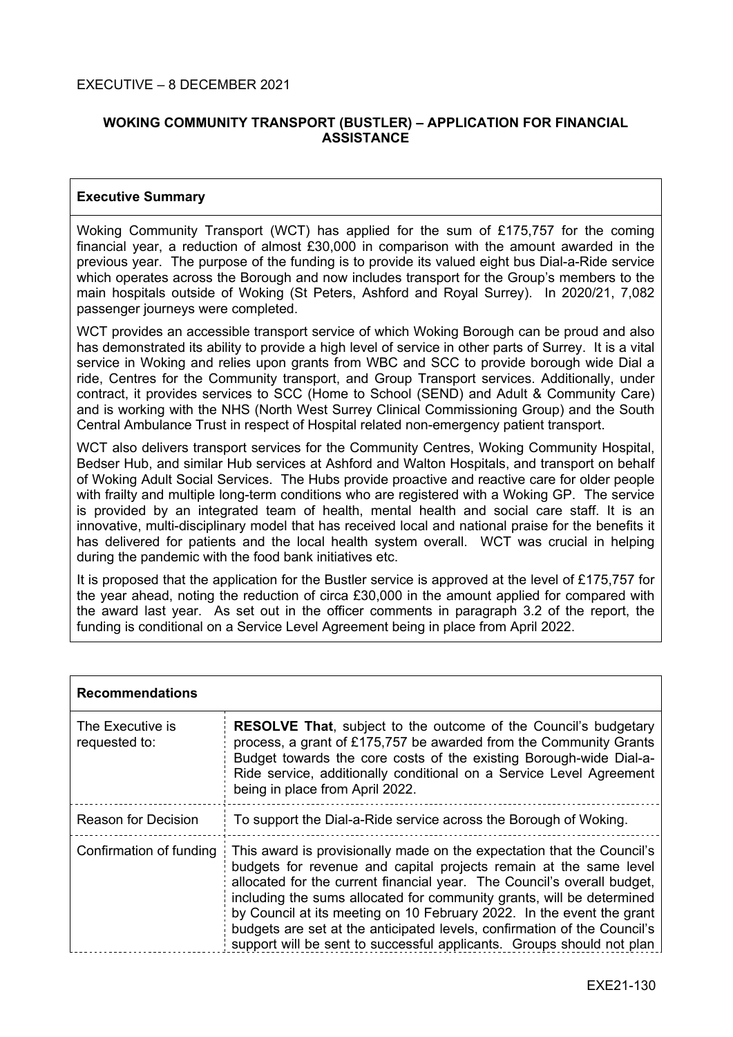EXECUTIVE – 8 DECEMBER 2021

## WOKING COMMUNITY TRANSPORT (BUSTLER) – APPLICATION FOR FINANCIAL ASSISTANCE

### Executive Summary

Woking Community Transport (WCT) has applied for the sum of £175,757 for the coming financial year, a reduction of almost £30,000 in comparison with the amount awarded in the previous year. The purpose of the funding is to provide its valued eight bus Dial-a-Ride service which operates across the Borough and now includes transport for the Group's members to the main hospitals outside of Woking (St Peters, Ashford and Royal Surrey). In 2020/21, 7,082 passenger journeys were completed.

WCT provides an accessible transport service of which Woking Borough can be proud and also has demonstrated its ability to provide a high level of service in other parts of Surrey. It is a vital service in Woking and relies upon grants from WBC and SCC to provide borough wide Dial a ride, Centres for the Community transport, and Group Transport services. Additionally, under contract, it provides services to SCC (Home to School (SEND) and Adult & Community Care) and is working with the NHS (North West Surrey Clinical Commissioning Group) and the South Central Ambulance Trust in respect of Hospital related non-emergency patient transport.

WCT also delivers transport services for the Community Centres, Woking Community Hospital, Bedser Hub, and similar Hub services at Ashford and Walton Hospitals, and transport on behalf of Woking Adult Social Services. The Hubs provide proactive and reactive care for older people with frailty and multiple long-term conditions who are registered with a Woking GP. The service is provided by an integrated team of health, mental health and social care staff. It is an innovative, multi-disciplinary model that has received local and national praise for the benefits it has delivered for patients and the local health system overall. WCT was crucial in helping during the pandemic with the food bank initiatives etc.

It is proposed that the application for the Bustler service is approved at the level of £175,757 for the year ahead, noting the reduction of circa £30,000 in the amount applied for compared with the award last year. As set out in the officer comments in paragraph 3.2 of the report, the funding is conditional on a Service Level Agreement being in place from April 2022.

### Recommendations

| | |
|---|---|
| The Executive is requested to: | **RESOLVE That**, subject to the outcome of the Council's budgetary process, a grant of £175,757 be awarded from the Community Grants Budget towards the core costs of the existing Borough-wide Dial-a-Ride service, additionally conditional on a Service Level Agreement being in place from April 2022. |
| Reason for Decision | To support the Dial-a-Ride service across the Borough of Woking. |
| Confirmation of funding | This award is provisionally made on the expectation that the Council's budgets for revenue and capital projects remain at the same level allocated for the current financial year. The Council's overall budget, including the sums allocated for community grants, will be determined by Council at its meeting on 10 February 2022. In the event the grant budgets are set at the anticipated levels, confirmation of the Council's support will be sent to successful applicants. Groups should not plan |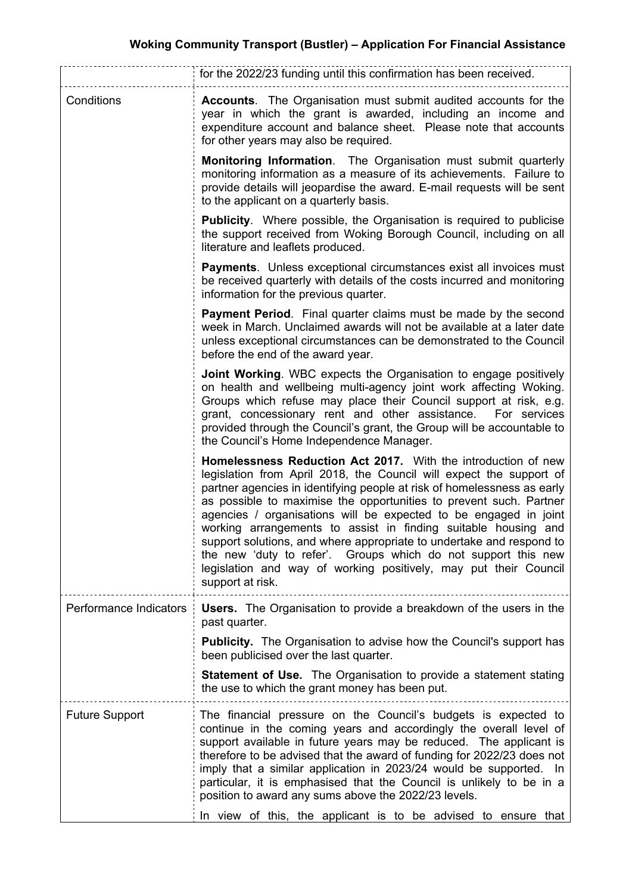| | |
|---|---|
| | for the 2022/23 funding until this confirmation has been received. |
| Conditions | **Accounts**. The Organisation must submit audited accounts for the year in which the grant is awarded, including an income and expenditure account and balance sheet. Please note that accounts for other years may also be required.<br><br>**Monitoring Information**. The Organisation must submit quarterly monitoring information as a measure of its achievements. Failure to provide details will jeopardise the award. E-mail requests will be sent to the applicant on a quarterly basis.<br><br>**Publicity**. Where possible, the Organisation is required to publicise the support received from Woking Borough Council, including on all literature and leaflets produced.<br><br>**Payments**. Unless exceptional circumstances exist all invoices must be received quarterly with details of the costs incurred and monitoring information for the previous quarter.<br><br>**Payment Period**. Final quarter claims must be made by the second week in March. Unclaimed awards will not be available at a later date unless exceptional circumstances can be demonstrated to the Council before the end of the award year.<br><br>**Joint Working**. WBC expects the Organisation to engage positively on health and wellbeing multi-agency joint work affecting Woking. Groups which refuse may place their Council support at risk, e.g. grant, concessionary rent and other assistance. For services provided through the Council's grant, the Group will be accountable to the Council's Home Independence Manager.<br><br>**Homelessness Reduction Act 2017.** With the introduction of new legislation from April 2018, the Council will expect the support of partner agencies in identifying people at risk of homelessness as early as possible to maximise the opportunities to prevent such. Partner agencies / organisations will be expected to be engaged in joint working arrangements to assist in finding suitable housing and support solutions, and where appropriate to undertake and respond to the new 'duty to refer'. Groups which do not support this new legislation and way of working positively, may put their Council support at risk. |
| Performance Indicators | **Users.** The Organisation to provide a breakdown of the users in the past quarter.<br><br>**Publicity.** The Organisation to advise how the Council's support has been publicised over the last quarter.<br><br>**Statement of Use.** The Organisation to provide a statement stating the use to which the grant money has been put. |
| Future Support | The financial pressure on the Council's budgets is expected to continue in the coming years and accordingly the overall level of support available in future years may be reduced. The applicant is therefore to be advised that the award of funding for 2022/23 does not imply that a similar application in 2023/24 would be supported. In particular, it is emphasised that the Council is unlikely to be in a position to award any sums above the 2022/23 levels.<br><br>In view of this, the applicant is to be advised to ensure that |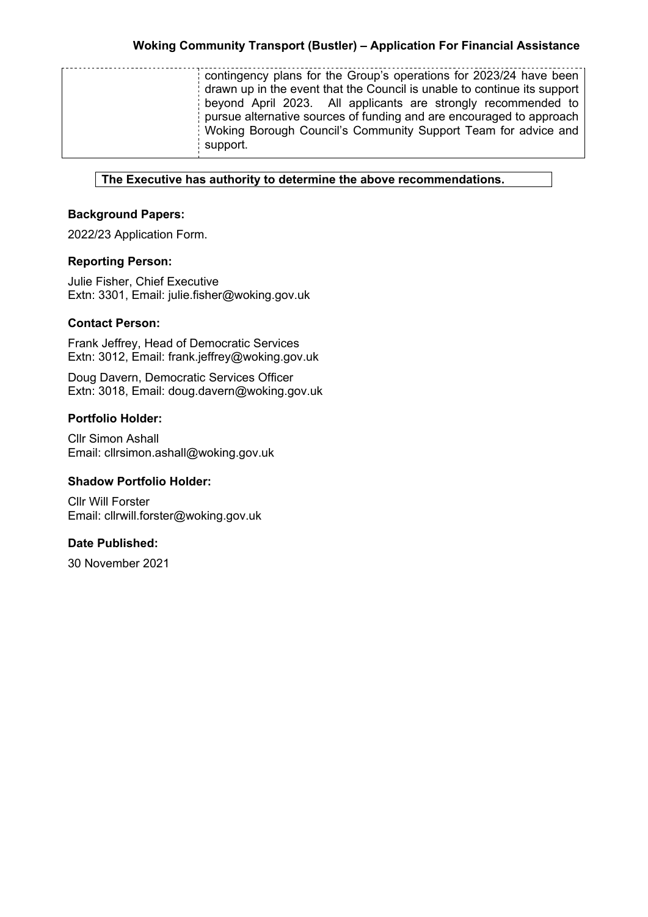| | contingency plans for the Group's operations for 2023/24 have been drawn up in the event that the Council is unable to continue its support beyond April 2023. All applicants are strongly recommended to pursue alternative sources of funding and are encouraged to approach Woking Borough Council's Community Support Team for advice and support. |
|---|---|

**The Executive has authority to determine the above recommendations.**

**Background Papers:**

2022/23 Application Form.

**Reporting Person:**

Julie Fisher, Chief Executive
Extn: 3301, Email: julie.fisher@woking.gov.uk

**Contact Person:**

Frank Jeffrey, Head of Democratic Services
Extn: 3012, Email: frank.jeffrey@woking.gov.uk

Doug Davern, Democratic Services Officer
Extn: 3018, Email: doug.davern@woking.gov.uk

**Portfolio Holder:**

Cllr Simon Ashall
Email: cllrsimon.ashall@woking.gov.uk

**Shadow Portfolio Holder:**

Cllr Will Forster
Email: cllrwill.forster@woking.gov.uk

**Date Published:**

30 November 2021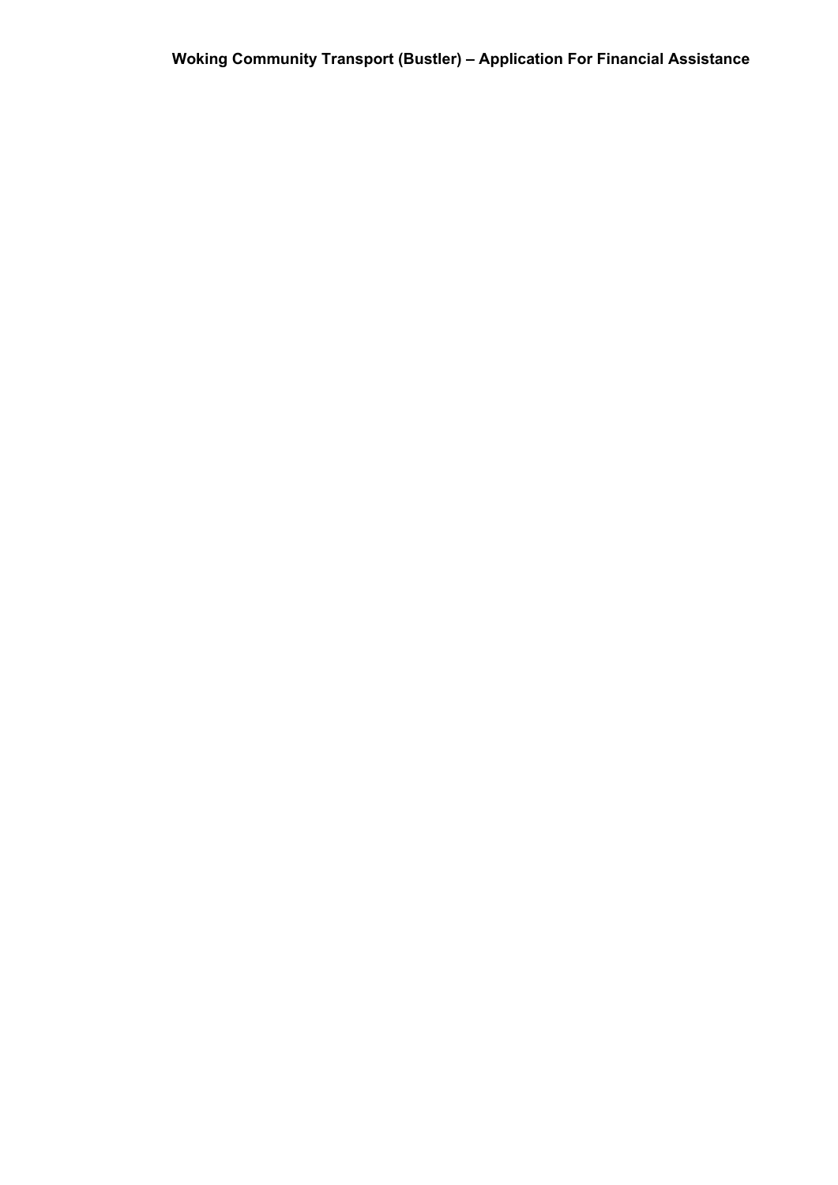**Woking Community Transport (Bustler) – Application For Financial Assistance**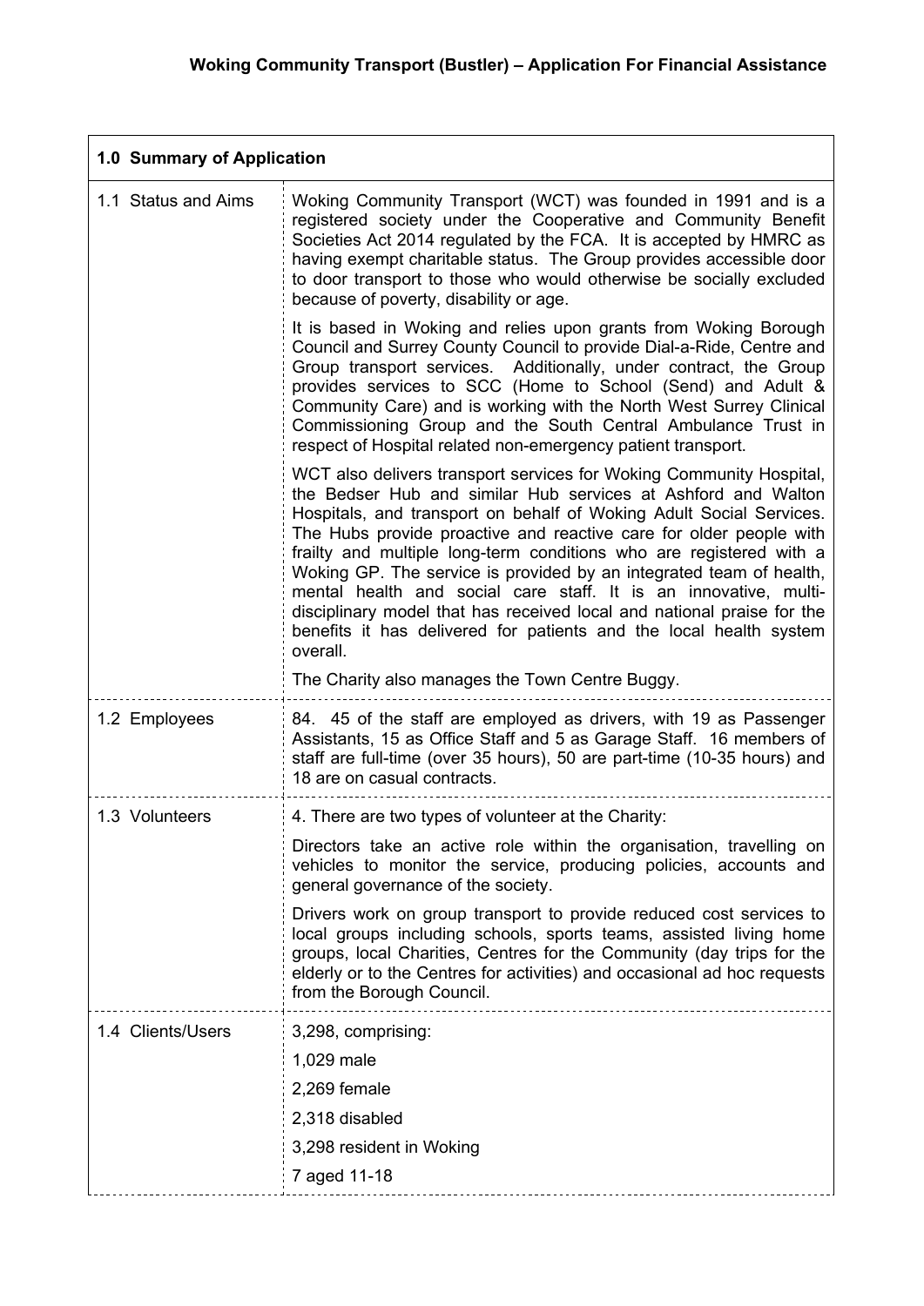**Woking Community Transport (Bustler) – Application For Financial Assistance**

| **1.0 Summary of Application** | |
|---|---|
| 1.1 Status and Aims | Woking Community Transport (WCT) was founded in 1991 and is a registered society under the Cooperative and Community Benefit Societies Act 2014 regulated by the FCA. It is accepted by HMRC as having exempt charitable status. The Group provides accessible door to door transport to those who would otherwise be socially excluded because of poverty, disability or age.<br><br>It is based in Woking and relies upon grants from Woking Borough Council and Surrey County Council to provide Dial-a-Ride, Centre and Group transport services. Additionally, under contract, the Group provides services to SCC (Home to School (Send) and Adult & Community Care) and is working with the North West Surrey Clinical Commissioning Group and the South Central Ambulance Trust in respect of Hospital related non-emergency patient transport.<br><br>WCT also delivers transport services for Woking Community Hospital, the Bedser Hub and similar Hub services at Ashford and Walton Hospitals, and transport on behalf of Woking Adult Social Services. The Hubs provide proactive and reactive care for older people with frailty and multiple long-term conditions who are registered with a Woking GP. The service is provided by an integrated team of health, mental health and social care staff. It is an innovative, multi-disciplinary model that has received local and national praise for the benefits it has delivered for patients and the local health system overall.<br><br>The Charity also manages the Town Centre Buggy. |
| 1.2 Employees | 84. 45 of the staff are employed as drivers, with 19 as Passenger Assistants, 15 as Office Staff and 5 as Garage Staff. 16 members of staff are full-time (over 35 hours), 50 are part-time (10-35 hours) and 18 are on casual contracts. |
| 1.3 Volunteers | 4. There are two types of volunteer at the Charity:<br><br>Directors take an active role within the organisation, travelling on vehicles to monitor the service, producing policies, accounts and general governance of the society.<br><br>Drivers work on group transport to provide reduced cost services to local groups including schools, sports teams, assisted living home groups, local Charities, Centres for the Community (day trips for the elderly or to the Centres for activities) and occasional ad hoc requests from the Borough Council. |
| 1.4 Clients/Users | 3,298, comprising:<br><br>1,029 male<br><br>2,269 female<br><br>2,318 disabled<br><br>3,298 resident in Woking<br><br>7 aged 11-18 |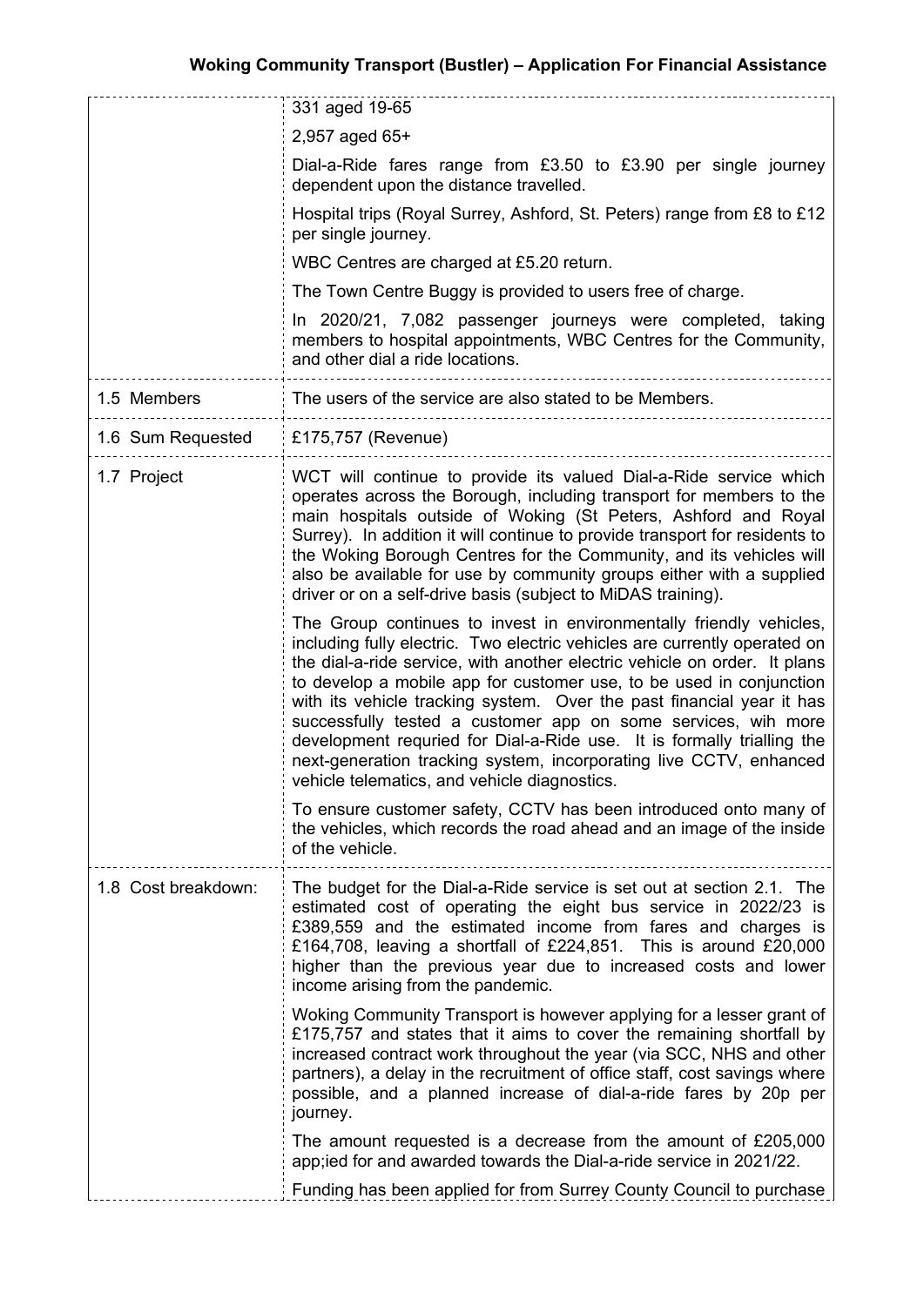| | |
|---|---|
| | 331 aged 19-65<br><br>2,957 aged 65+<br><br>Dial-a-Ride fares range from £3.50 to £3.90 per single journey dependent upon the distance travelled.<br><br>Hospital trips (Royal Surrey, Ashford, St. Peters) range from £8 to £12 per single journey.<br><br>WBC Centres are charged at £5.20 return.<br><br>The Town Centre Buggy is provided to users free of charge.<br><br>In 2020/21, 7,082 passenger journeys were completed, taking members to hospital appointments, WBC Centres for the Community, and other dial a ride locations. |
| 1.5 Members | The users of the service are also stated to be Members. |
| 1.6 Sum Requested | £175,757 (Revenue) |
| 1.7 Project | WCT will continue to provide its valued Dial-a-Ride service which operates across the Borough, including transport for members to the main hospitals outside of Woking (St Peters, Ashford and Royal Surrey). In addition it will continue to provide transport for residents to the Woking Borough Centres for the Community, and its vehicles will also be available for use by community groups either with a supplied driver or on a self-drive basis (subject to MiDAS training).<br><br>The Group continues to invest in environmentally friendly vehicles, including fully electric. Two electric vehicles are currently operated on the dial-a-ride service, with another electric vehicle on order. It plans to develop a mobile app for customer use, to be used in conjunction with its vehicle tracking system. Over the past financial year it has successfully tested a customer app on some services, wih more development requried for Dial-a-Ride use. It is formally trialling the next-generation tracking system, incorporating live CCTV, enhanced vehicle telematics, and vehicle diagnostics.<br><br>To ensure customer safety, CCTV has been introduced onto many of the vehicles, which records the road ahead and an image of the inside of the vehicle. |
| 1.8 Cost breakdown: | The budget for the Dial-a-Ride service is set out at section 2.1. The estimated cost of operating the eight bus service in 2022/23 is £389,559 and the estimated income from fares and charges is £164,708, leaving a shortfall of £224,851. This is around £20,000 higher than the previous year due to increased costs and lower income arising from the pandemic.<br><br>Woking Community Transport is however applying for a lesser grant of £175,757 and states that it aims to cover the remaining shortfall by increased contract work throughout the year (via SCC, NHS and other partners), a delay in the recruitment of office staff, cost savings where possible, and a planned increase of dial-a-ride fares by 20p per journey.<br><br>The amount requested is a decrease from the amount of £205,000 app;ied for and awarded towards the Dial-a-ride service in 2021/22.<br><br>Funding has been applied for from Surrey County Council to purchase |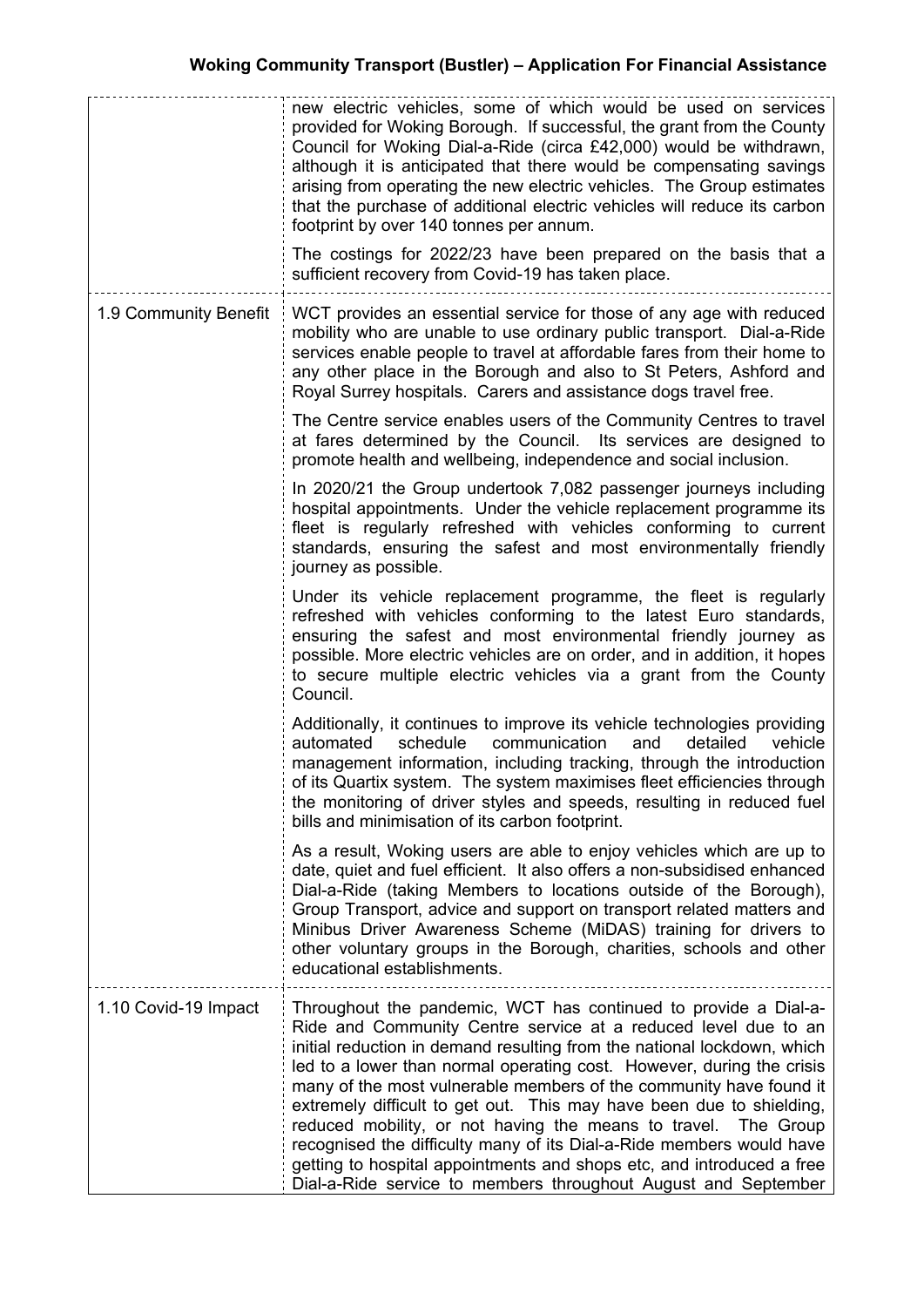| | |
|---|---|
| | new electric vehicles, some of which would be used on services provided for Woking Borough. If successful, the grant from the County Council for Woking Dial-a-Ride (circa £42,000) would be withdrawn, although it is anticipated that there would be compensating savings arising from operating the new electric vehicles. The Group estimates that the purchase of additional electric vehicles will reduce its carbon footprint by over 140 tonnes per annum.<br><br>The costings for 2022/23 have been prepared on the basis that a sufficient recovery from Covid-19 has taken place. |
| 1.9 Community Benefit | WCT provides an essential service for those of any age with reduced mobility who are unable to use ordinary public transport. Dial-a-Ride services enable people to travel at affordable fares from their home to any other place in the Borough and also to St Peters, Ashford and Royal Surrey hospitals. Carers and assistance dogs travel free.<br><br>The Centre service enables users of the Community Centres to travel at fares determined by the Council. Its services are designed to promote health and wellbeing, independence and social inclusion.<br><br>In 2020/21 the Group undertook 7,082 passenger journeys including hospital appointments. Under the vehicle replacement programme its fleet is regularly refreshed with vehicles conforming to current standards, ensuring the safest and most environmentally friendly journey as possible.<br><br>Under its vehicle replacement programme, the fleet is regularly refreshed with vehicles conforming to the latest Euro standards, ensuring the safest and most environmental friendly journey as possible. More electric vehicles are on order, and in addition, it hopes to secure multiple electric vehicles via a grant from the County Council.<br><br>Additionally, it continues to improve its vehicle technologies providing automated schedule communication and detailed vehicle management information, including tracking, through the introduction of its Quartix system. The system maximises fleet efficiencies through the monitoring of driver styles and speeds, resulting in reduced fuel bills and minimisation of its carbon footprint.<br><br>As a result, Woking users are able to enjoy vehicles which are up to date, quiet and fuel efficient. It also offers a non-subsidised enhanced Dial-a-Ride (taking Members to locations outside of the Borough), Group Transport, advice and support on transport related matters and Minibus Driver Awareness Scheme (MiDAS) training for drivers to other voluntary groups in the Borough, charities, schools and other educational establishments. |
| 1.10 Covid-19 Impact | Throughout the pandemic, WCT has continued to provide a Dial-a-Ride and Community Centre service at a reduced level due to an initial reduction in demand resulting from the national lockdown, which led to a lower than normal operating cost. However, during the crisis many of the most vulnerable members of the community have found it extremely difficult to get out. This may have been due to shielding, reduced mobility, or not having the means to travel. The Group recognised the difficulty many of its Dial-a-Ride members would have getting to hospital appointments and shops etc, and introduced a free Dial-a-Ride service to members throughout August and September |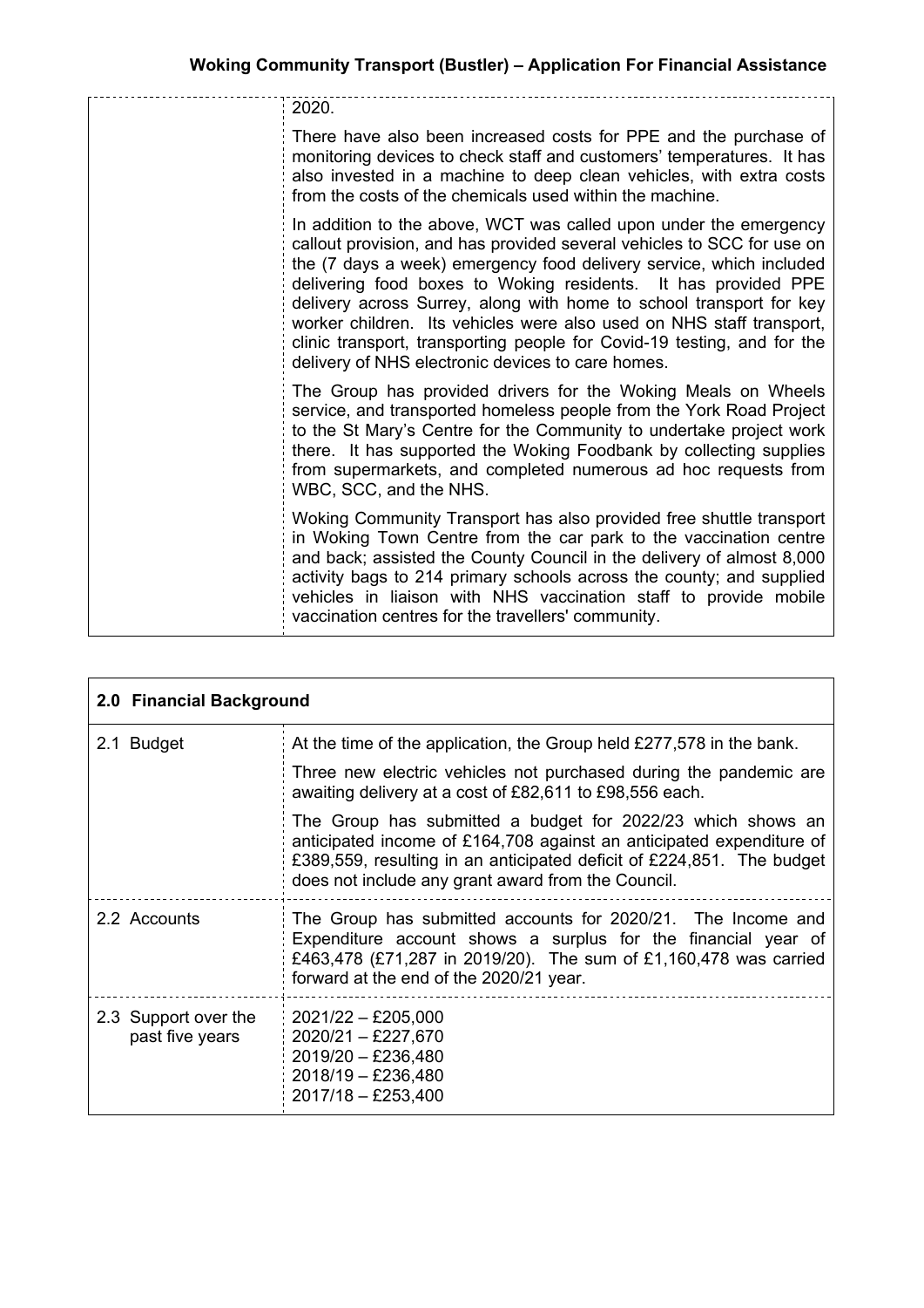| | |
|---|---|
| | 2020.<br><br>There have also been increased costs for PPE and the purchase of monitoring devices to check staff and customers' temperatures. It has also invested in a machine to deep clean vehicles, with extra costs from the costs of the chemicals used within the machine.<br><br>In addition to the above, WCT was called upon under the emergency callout provision, and has provided several vehicles to SCC for use on the (7 days a week) emergency food delivery service, which included delivering food boxes to Woking residents. It has provided PPE delivery across Surrey, along with home to school transport for key worker children. Its vehicles were also used on NHS staff transport, clinic transport, transporting people for Covid-19 testing, and for the delivery of NHS electronic devices to care homes.<br><br>The Group has provided drivers for the Woking Meals on Wheels service, and transported homeless people from the York Road Project to the St Mary's Centre for the Community to undertake project work there. It has supported the Woking Foodbank by collecting supplies from supermarkets, and completed numerous ad hoc requests from WBC, SCC, and the NHS.<br><br>Woking Community Transport has also provided free shuttle transport in Woking Town Centre from the car park to the vaccination centre and back; assisted the County Council in the delivery of almost 8,000 activity bags to 214 primary schools across the county; and supplied vehicles in liaison with NHS vaccination staff to provide mobile vaccination centres for the travellers' community. |

| **2.0 Financial Background** | |
|---|---|
| 2.1 Budget | At the time of the application, the Group held £277,578 in the bank.<br><br>Three new electric vehicles not purchased during the pandemic are awaiting delivery at a cost of £82,611 to £98,556 each.<br><br>The Group has submitted a budget for 2022/23 which shows an anticipated income of £164,708 against an anticipated expenditure of £389,559, resulting in an anticipated deficit of £224,851. The budget does not include any grant award from the Council. |
| 2.2 Accounts | The Group has submitted accounts for 2020/21. The Income and Expenditure account shows a surplus for the financial year of £463,478 (£71,287 in 2019/20). The sum of £1,160,478 was carried forward at the end of the 2020/21 year. |
| 2.3 Support over the past five years | 2021/22 – £205,000<br>2020/21 – £227,670<br>2019/20 – £236,480<br>2018/19 – £236,480<br>2017/18 – £253,400 |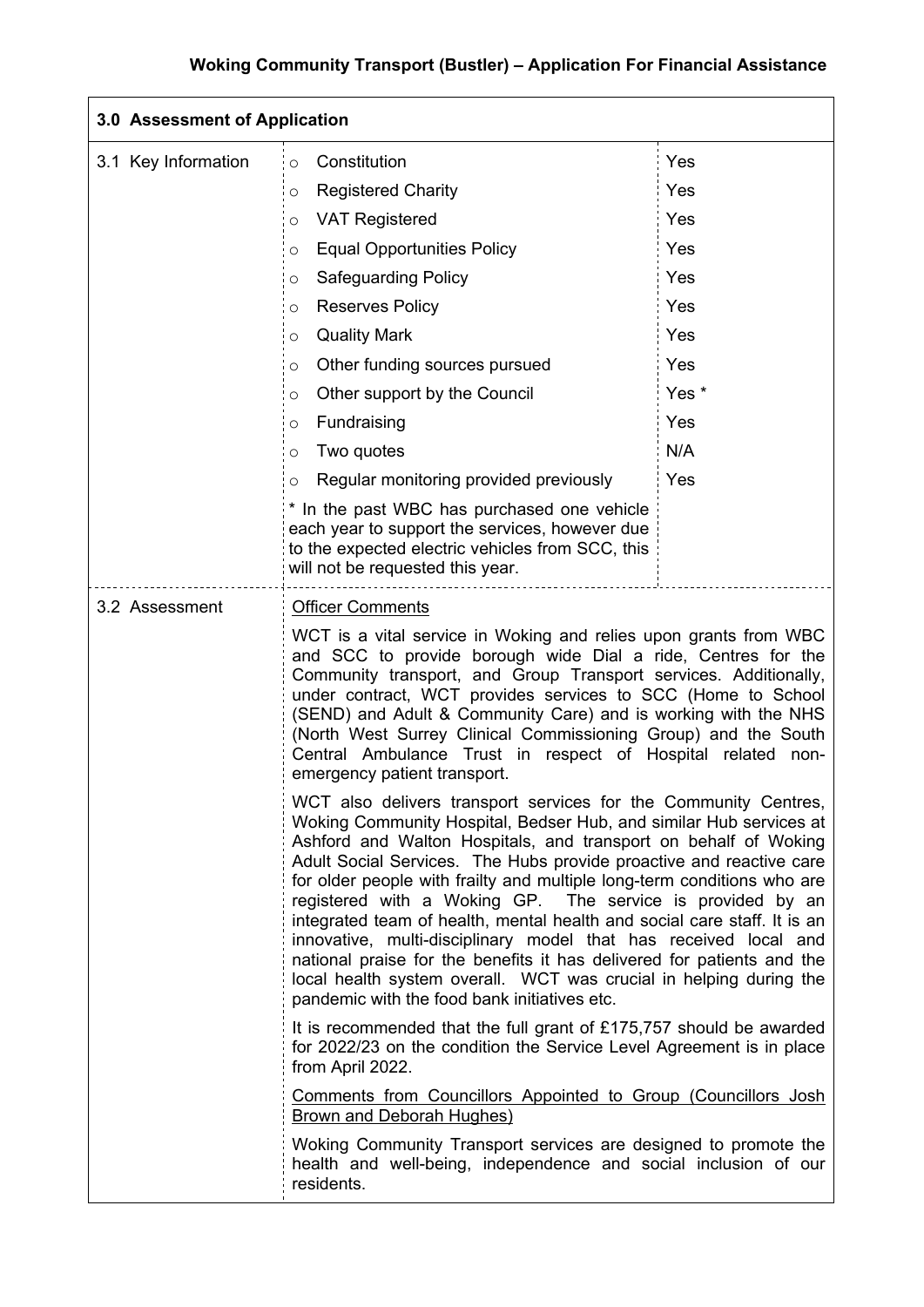**Woking Community Transport (Bustler) – Application For Financial Assistance**

## 3.0 Assessment of Application

### 3.1 Key Information

| Item | Response |
|---|---|
| Constitution | Yes |
| Registered Charity | Yes |
| VAT Registered | Yes |
| Equal Opportunities Policy | Yes |
| Safeguarding Policy | Yes |
| Reserves Policy | Yes |
| Quality Mark | Yes |
| Other funding sources pursued | Yes |
| Other support by the Council | Yes * |
| Fundraising | Yes |
| Two quotes | N/A |
| Regular monitoring provided previously | Yes |

\* In the past WBC has purchased one vehicle each year to support the services, however due to the expected electric vehicles from SCC, this will not be requested this year.

### 3.2 Assessment

Officer Comments

WCT is a vital service in Woking and relies upon grants from WBC and SCC to provide borough wide Dial a ride, Centres for the Community transport, and Group Transport services. Additionally, under contract, WCT provides services to SCC (Home to School (SEND) and Adult & Community Care) and is working with the NHS (North West Surrey Clinical Commissioning Group) and the South Central Ambulance Trust in respect of Hospital related non-emergency patient transport.

WCT also delivers transport services for the Community Centres, Woking Community Hospital, Bedser Hub, and similar Hub services at Ashford and Walton Hospitals, and transport on behalf of Woking Adult Social Services. The Hubs provide proactive and reactive care for older people with frailty and multiple long-term conditions who are registered with a Woking GP. The service is provided by an integrated team of health, mental health and social care staff. It is an innovative, multi-disciplinary model that has received local and national praise for the benefits it has delivered for patients and the local health system overall. WCT was crucial in helping during the pandemic with the food bank initiatives etc.

It is recommended that the full grant of £175,757 should be awarded for 2022/23 on the condition the Service Level Agreement is in place from April 2022.

Comments from Councillors Appointed to Group (Councillors Josh Brown and Deborah Hughes)

Woking Community Transport services are designed to promote the health and well-being, independence and social inclusion of our residents.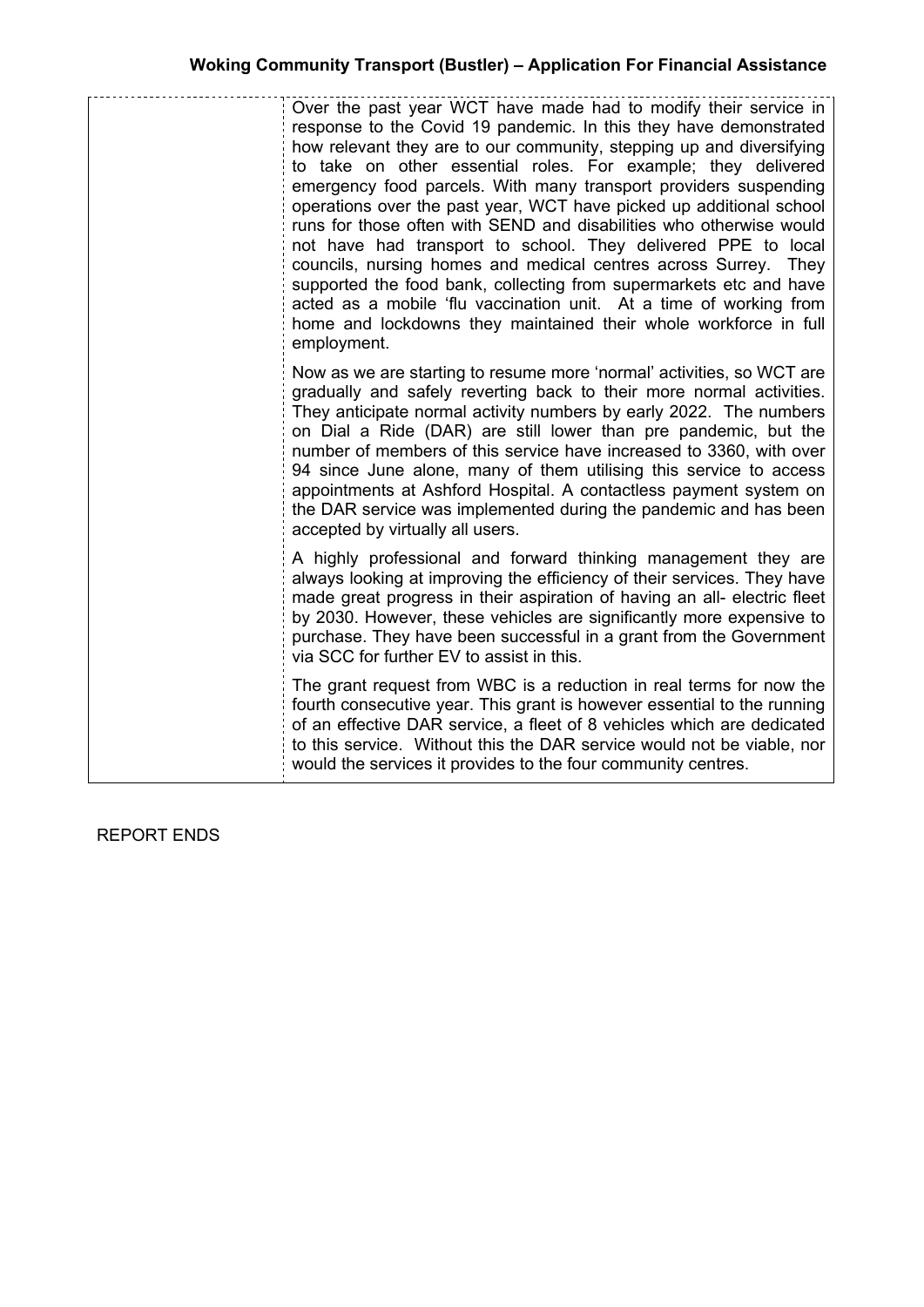| | |
|---|---|
| | Over the past year WCT have made had to modify their service in response to the Covid 19 pandemic. In this they have demonstrated how relevant they are to our community, stepping up and diversifying to take on other essential roles. For example; they delivered emergency food parcels. With many transport providers suspending operations over the past year, WCT have picked up additional school runs for those often with SEND and disabilities who otherwise would not have had transport to school. They delivered PPE to local councils, nursing homes and medical centres across Surrey. They supported the food bank, collecting from supermarkets etc and have acted as a mobile 'flu vaccination unit. At a time of working from home and lockdowns they maintained their whole workforce in full employment. |
| | Now as we are starting to resume more 'normal' activities, so WCT are gradually and safely reverting back to their more normal activities. They anticipate normal activity numbers by early 2022. The numbers on Dial a Ride (DAR) are still lower than pre pandemic, but the number of members of this service have increased to 3360, with over 94 since June alone, many of them utilising this service to access appointments at Ashford Hospital. A contactless payment system on the DAR service was implemented during the pandemic and has been accepted by virtually all users. |
| | A highly professional and forward thinking management they are always looking at improving the efficiency of their services. They have made great progress in their aspiration of having an all- electric fleet by 2030. However, these vehicles are significantly more expensive to purchase. They have been successful in a grant from the Government via SCC for further EV to assist in this. |
| | The grant request from WBC is a reduction in real terms for now the fourth consecutive year. This grant is however essential to the running of an effective DAR service, a fleet of 8 vehicles which are dedicated to this service. Without this the DAR service would not be viable, nor would the services it provides to the four community centres. |

REPORT ENDS